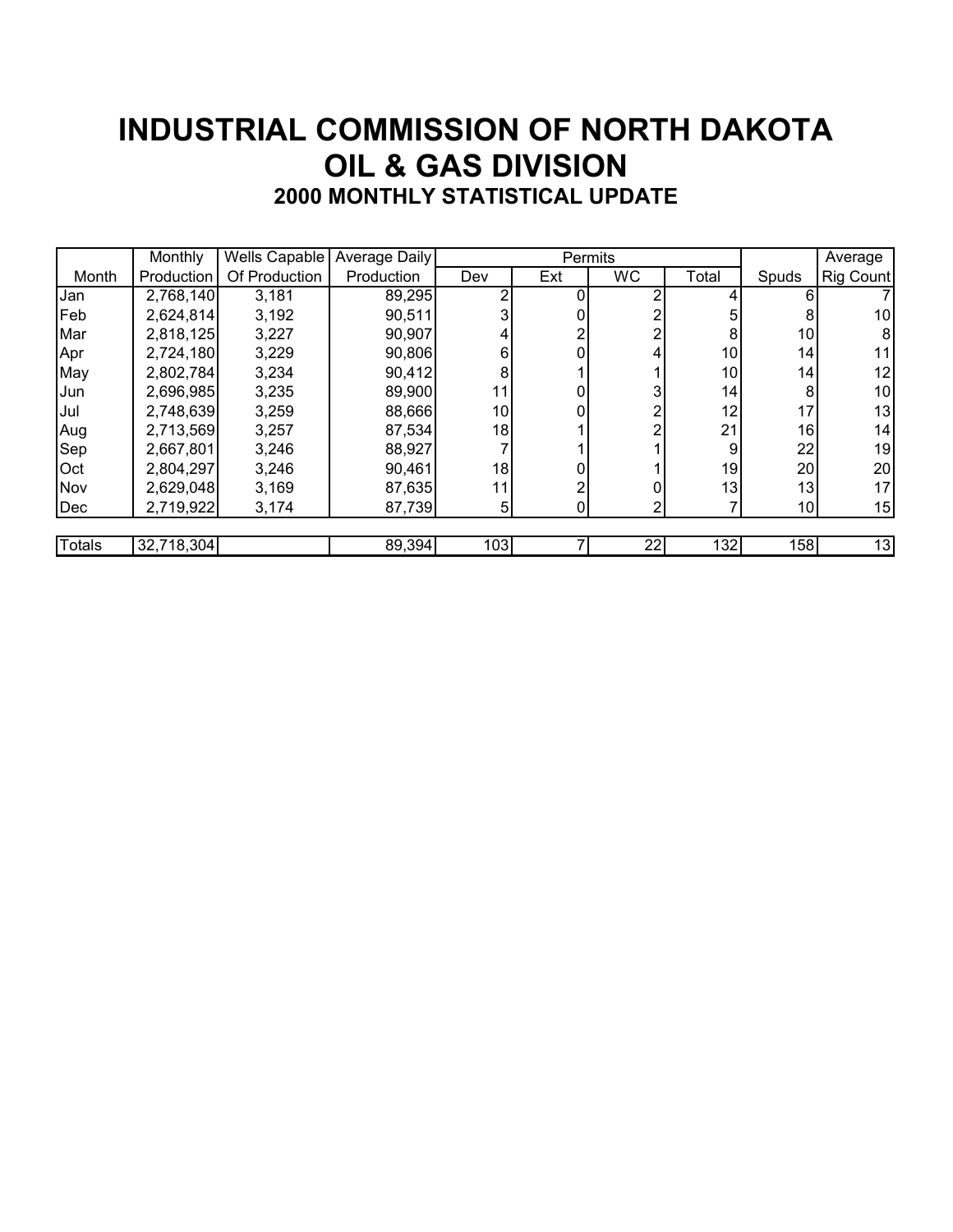# INDUSTRIAL COMMISSION OF NORTH DAKOTA
# OIL & GAS DIVISION
## 2000 MONTHLY STATISTICAL UPDATE

| Month | Monthly Production | Wells Capable Of Production | Average Daily Production | Permits | | | | Spuds | Average Rig Count |
|---|---|---|---|---|---|---|---|---|---|
| | | | | Dev | Ext | WC | Total | | |
| Jan | 2,768,140 | 3,181 | 89,295 | 2 | 0 | 2 | 4 | 6 | 7 |
| Feb | 2,624,814 | 3,192 | 90,511 | 3 | 0 | 2 | 5 | 8 | 10 |
| Mar | 2,818,125 | 3,227 | 90,907 | 4 | 2 | 2 | 8 | 10 | 8 |
| Apr | 2,724,180 | 3,229 | 90,806 | 6 | 0 | 4 | 10 | 14 | 11 |
| May | 2,802,784 | 3,234 | 90,412 | 8 | 1 | 1 | 10 | 14 | 12 |
| Jun | 2,696,985 | 3,235 | 89,900 | 11 | 0 | 3 | 14 | 8 | 10 |
| Jul | 2,748,639 | 3,259 | 88,666 | 10 | 0 | 2 | 12 | 17 | 13 |
| Aug | 2,713,569 | 3,257 | 87,534 | 18 | 1 | 2 | 21 | 16 | 14 |
| Sep | 2,667,801 | 3,246 | 88,927 | 7 | 1 | 1 | 9 | 22 | 19 |
| Oct | 2,804,297 | 3,246 | 90,461 | 18 | 0 | 1 | 19 | 20 | 20 |
| Nov | 2,629,048 | 3,169 | 87,635 | 11 | 2 | 0 | 13 | 13 | 17 |
| Dec | 2,719,922 | 3,174 | 87,739 | 5 | 0 | 2 | 7 | 10 | 15 |
| Totals | 32,718,304 | | 89,394 | 103 | 7 | 22 | 132 | 158 | 13 |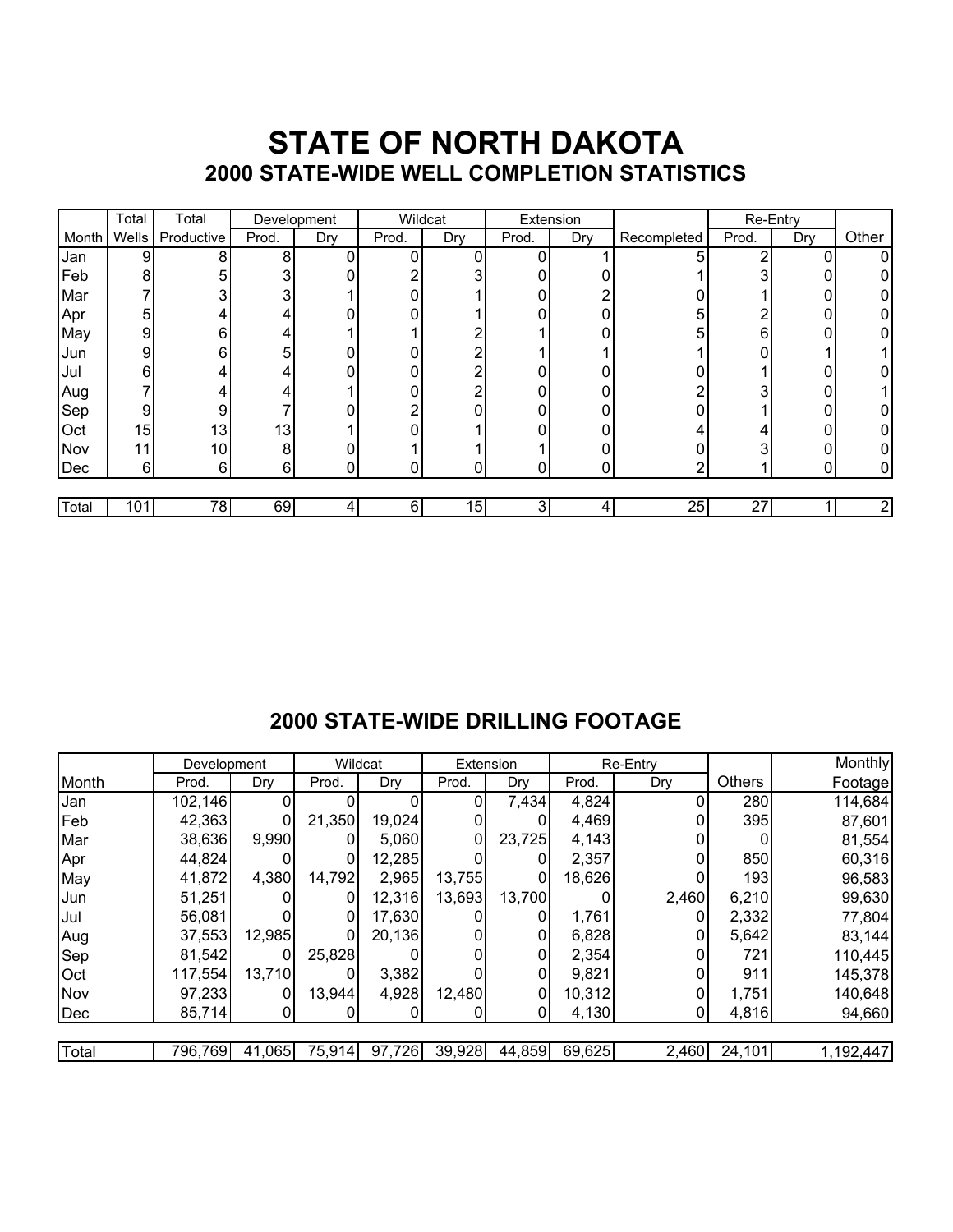# STATE OF NORTH DAKOTA

## 2000 STATE-WIDE WELL COMPLETION STATISTICS

| | Total | Total | Development | | Wildcat | | Extension | | | Re-Entry | | |
|---|---|---|---|---|---|---|---|---|---|---|---|---|
| Month | Wells | Productive | Prod. | Dry | Prod. | Dry | Prod. | Dry | Recompleted | Prod. | Dry | Other |
| Jan | 9 | 8 | 8 | 0 | 0 | 0 | 0 | 1 | 5 | 2 | 0 | 0 |
| Feb | 8 | 5 | 3 | 0 | 2 | 3 | 0 | 0 | 1 | 3 | 0 | 0 |
| Mar | 7 | 3 | 3 | 1 | 0 | 1 | 0 | 2 | 0 | 1 | 0 | 0 |
| Apr | 5 | 4 | 4 | 0 | 0 | 1 | 0 | 0 | 5 | 2 | 0 | 0 |
| May | 9 | 6 | 4 | 1 | 1 | 2 | 1 | 0 | 5 | 6 | 0 | 0 |
| Jun | 9 | 6 | 5 | 0 | 0 | 2 | 1 | 1 | 1 | 0 | 1 | 1 |
| Jul | 6 | 4 | 4 | 0 | 0 | 2 | 0 | 0 | 0 | 1 | 0 | 0 |
| Aug | 7 | 4 | 4 | 1 | 0 | 2 | 0 | 0 | 2 | 3 | 0 | 1 |
| Sep | 9 | 9 | 7 | 0 | 2 | 0 | 0 | 0 | 0 | 1 | 0 | 0 |
| Oct | 15 | 13 | 13 | 1 | 0 | 1 | 0 | 0 | 4 | 4 | 0 | 0 |
| Nov | 11 | 10 | 8 | 0 | 1 | 1 | 1 | 0 | 0 | 3 | 0 | 0 |
| Dec | 6 | 6 | 6 | 0 | 0 | 0 | 0 | 0 | 2 | 1 | 0 | 0 |
| Total | 101 | 78 | 69 | 4 | 6 | 15 | 3 | 4 | 25 | 27 | 1 | 2 |

## 2000 STATE-WIDE DRILLING FOOTAGE

| | Development | | Wildcat | | Extension | | Re-Entry | | | Monthly |
|---|---|---|---|---|---|---|---|---|---|---|
| Month | Prod. | Dry | Prod. | Dry | Prod. | Dry | Prod. | Dry | Others | Footage |
| Jan | 102,146 | 0 | 0 | 0 | 0 | 7,434 | 4,824 | 0 | 280 | 114,684 |
| Feb | 42,363 | 0 | 21,350 | 19,024 | 0 | 0 | 4,469 | 0 | 395 | 87,601 |
| Mar | 38,636 | 9,990 | 0 | 5,060 | 0 | 23,725 | 4,143 | 0 | 0 | 81,554 |
| Apr | 44,824 | 0 | 0 | 12,285 | 0 | 0 | 2,357 | 0 | 850 | 60,316 |
| May | 41,872 | 4,380 | 14,792 | 2,965 | 13,755 | 0 | 18,626 | 0 | 193 | 96,583 |
| Jun | 51,251 | 0 | 0 | 12,316 | 13,693 | 13,700 | 0 | 2,460 | 6,210 | 99,630 |
| Jul | 56,081 | 0 | 0 | 17,630 | 0 | 0 | 1,761 | 0 | 2,332 | 77,804 |
| Aug | 37,553 | 12,985 | 0 | 20,136 | 0 | 0 | 6,828 | 0 | 5,642 | 83,144 |
| Sep | 81,542 | 0 | 25,828 | 0 | 0 | 0 | 2,354 | 0 | 721 | 110,445 |
| Oct | 117,554 | 13,710 | 0 | 3,382 | 0 | 0 | 9,821 | 0 | 911 | 145,378 |
| Nov | 97,233 | 0 | 13,944 | 4,928 | 12,480 | 0 | 10,312 | 0 | 1,751 | 140,648 |
| Dec | 85,714 | 0 | 0 | 0 | 0 | 0 | 4,130 | 0 | 4,816 | 94,660 |
| Total | 796,769 | 41,065 | 75,914 | 97,726 | 39,928 | 44,859 | 69,625 | 2,460 | 24,101 | 1,192,447 |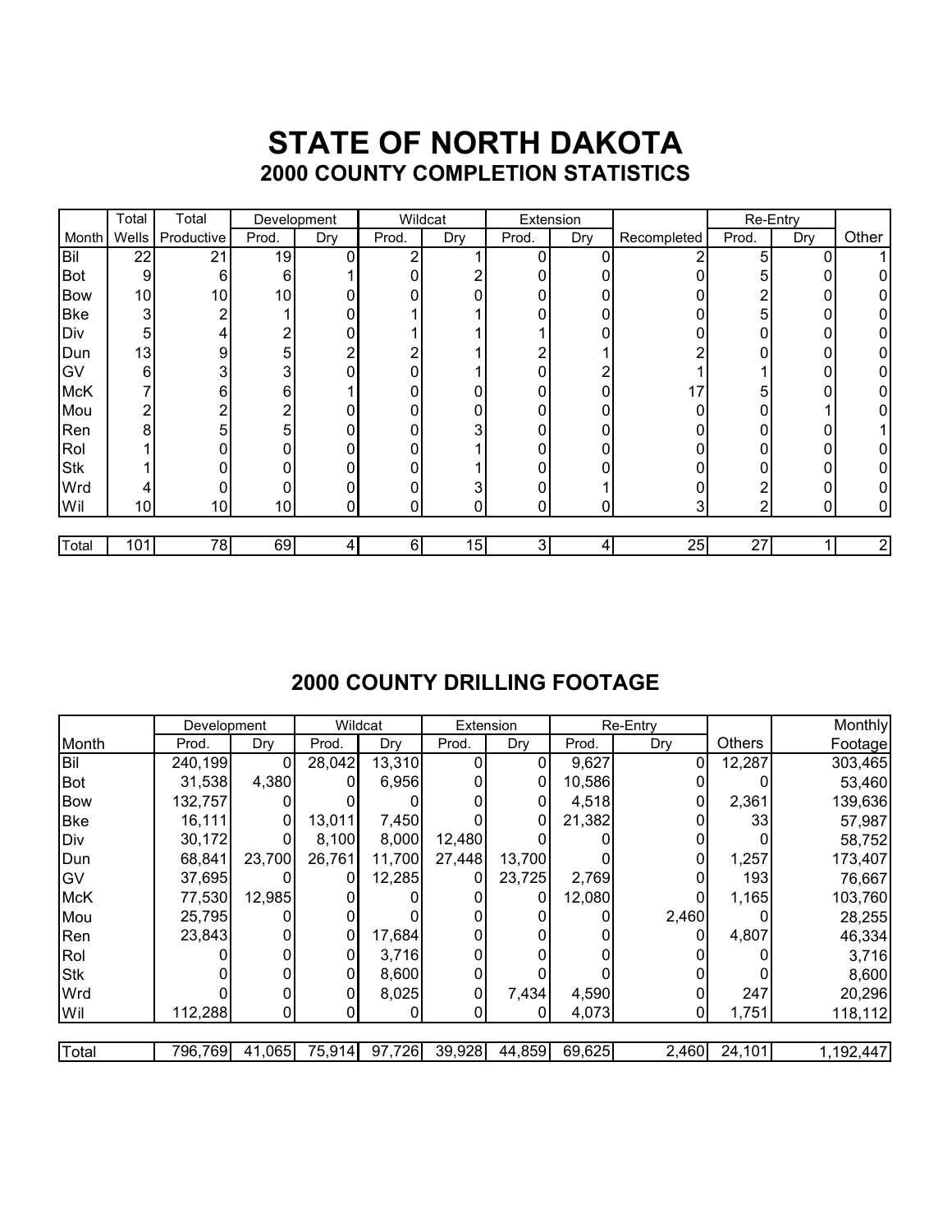# STATE OF NORTH DAKOTA

## 2000 COUNTY COMPLETION STATISTICS

| | Total | Total | Development | | Wildcat | | Extension | | | Re-Entry | | |
|---|---|---|---|---|---|---|---|---|---|---|---|---|
| Month | Wells | Productive | Prod. | Dry | Prod. | Dry | Prod. | Dry | Recompleted | Prod. | Dry | Other |
| Bil | 22 | 21 | 19 | 0 | 2 | 1 | 0 | 0 | 2 | 5 | 0 | 1 |
| Bot | 9 | 6 | 6 | 1 | 0 | 2 | 0 | 0 | 0 | 5 | 0 | 0 |
| Bow | 10 | 10 | 10 | 0 | 0 | 0 | 0 | 0 | 0 | 2 | 0 | 0 |
| Bke | 3 | 2 | 1 | 0 | 1 | 1 | 0 | 0 | 0 | 5 | 0 | 0 |
| Div | 5 | 4 | 2 | 0 | 1 | 1 | 1 | 0 | 0 | 0 | 0 | 0 |
| Dun | 13 | 9 | 5 | 2 | 2 | 1 | 2 | 1 | 2 | 0 | 0 | 0 |
| GV | 6 | 3 | 3 | 0 | 0 | 1 | 0 | 2 | 1 | 1 | 0 | 0 |
| McK | 7 | 6 | 6 | 1 | 0 | 0 | 0 | 0 | 17 | 5 | 0 | 0 |
| Mou | 2 | 2 | 2 | 0 | 0 | 0 | 0 | 0 | 0 | 0 | 1 | 0 |
| Ren | 8 | 5 | 5 | 0 | 0 | 3 | 0 | 0 | 0 | 0 | 0 | 1 |
| Rol | 1 | 0 | 0 | 0 | 0 | 1 | 0 | 0 | 0 | 0 | 0 | 0 |
| Stk | 1 | 0 | 0 | 0 | 0 | 1 | 0 | 0 | 0 | 0 | 0 | 0 |
| Wrd | 4 | 0 | 0 | 0 | 0 | 3 | 0 | 1 | 0 | 2 | 0 | 0 |
| Wil | 10 | 10 | 10 | 0 | 0 | 0 | 0 | 0 | 3 | 2 | 0 | 0 |
| Total | 101 | 78 | 69 | 4 | 6 | 15 | 3 | 4 | 25 | 27 | 1 | 2 |

## 2000 COUNTY DRILLING FOOTAGE

| | Development | | Wildcat | | Extension | | Re-Entry | | | Monthly |
|---|---|---|---|---|---|---|---|---|---|---|
| Month | Prod. | Dry | Prod. | Dry | Prod. | Dry | Prod. | Dry | Others | Footage |
| Bil | 240,199 | 0 | 28,042 | 13,310 | 0 | 0 | 9,627 | 0 | 12,287 | 303,465 |
| Bot | 31,538 | 4,380 | 0 | 6,956 | 0 | 0 | 10,586 | 0 | 0 | 53,460 |
| Bow | 132,757 | 0 | 0 | 0 | 0 | 0 | 4,518 | 0 | 2,361 | 139,636 |
| Bke | 16,111 | 0 | 13,011 | 7,450 | 0 | 0 | 21,382 | 0 | 33 | 57,987 |
| Div | 30,172 | 0 | 8,100 | 8,000 | 12,480 | 0 | 0 | 0 | 0 | 58,752 |
| Dun | 68,841 | 23,700 | 26,761 | 11,700 | 27,448 | 13,700 | 0 | 0 | 1,257 | 173,407 |
| GV | 37,695 | 0 | 0 | 12,285 | 0 | 23,725 | 2,769 | 0 | 193 | 76,667 |
| McK | 77,530 | 12,985 | 0 | 0 | 0 | 0 | 12,080 | 0 | 1,165 | 103,760 |
| Mou | 25,795 | 0 | 0 | 0 | 0 | 0 | 0 | 2,460 | 0 | 28,255 |
| Ren | 23,843 | 0 | 0 | 17,684 | 0 | 0 | 0 | 0 | 4,807 | 46,334 |
| Rol | 0 | 0 | 0 | 3,716 | 0 | 0 | 0 | 0 | 0 | 3,716 |
| Stk | 0 | 0 | 0 | 8,600 | 0 | 0 | 0 | 0 | 0 | 8,600 |
| Wrd | 0 | 0 | 0 | 8,025 | 0 | 7,434 | 4,590 | 0 | 247 | 20,296 |
| Wil | 112,288 | 0 | 0 | 0 | 0 | 0 | 4,073 | 0 | 1,751 | 118,112 |
| Total | 796,769 | 41,065 | 75,914 | 97,726 | 39,928 | 44,859 | 69,625 | 2,460 | 24,101 | 1,192,447 |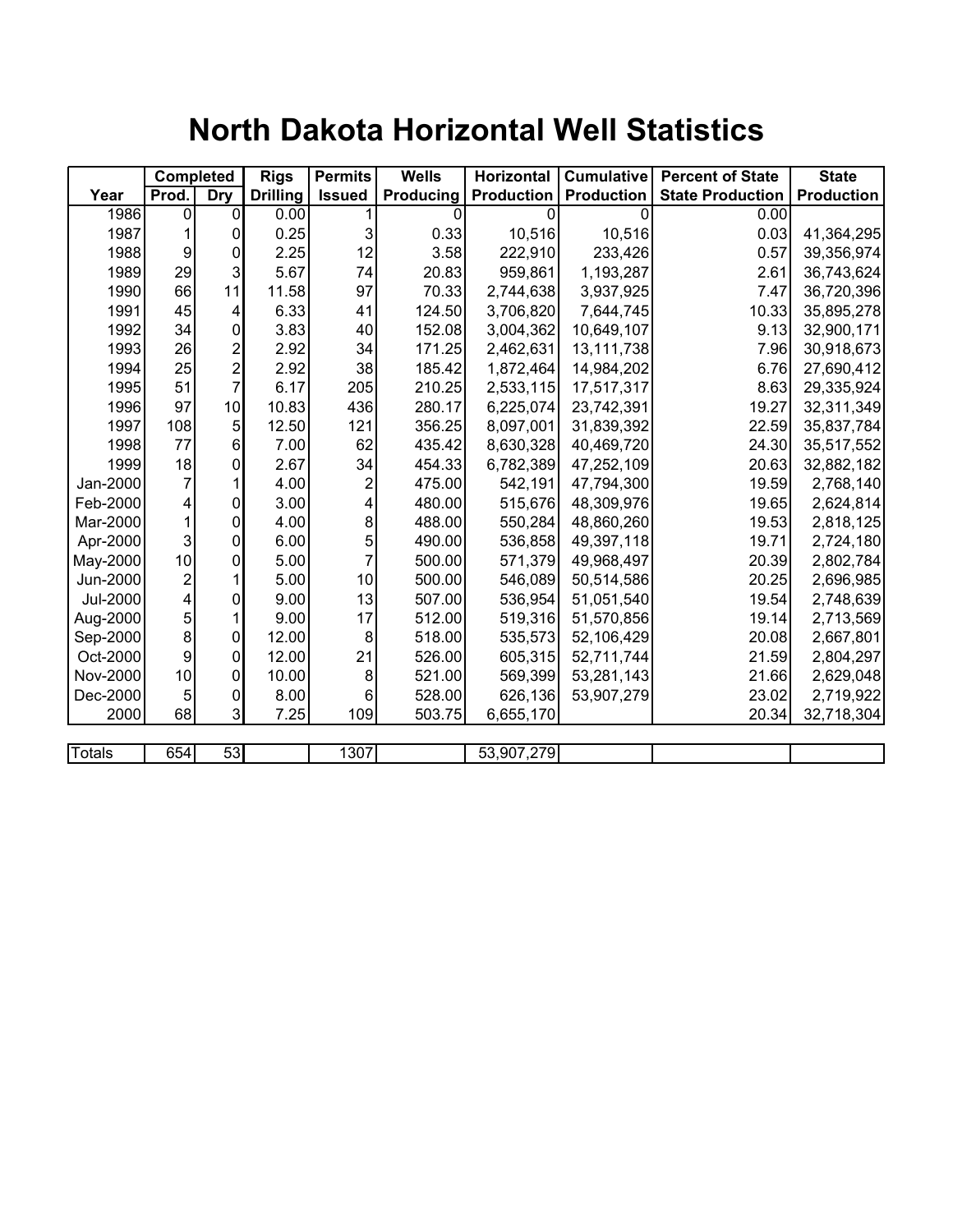# North Dakota Horizontal Well Statistics

| | Completed | | Rigs | Permits | Wells | Horizontal | Cumulative | Percent of State | State |
|---|---|---|---|---|---|---|---|---|---|
| Year | Prod. | Dry | Drilling | Issued | Producing | Production | Production | State Production | Production |
| 1986 | 0 | 0 | 0.00 | 1 | 0 | 0 | 0 | 0.00 | |
| 1987 | 1 | 0 | 0.25 | 3 | 0.33 | 10,516 | 10,516 | 0.03 | 41,364,295 |
| 1988 | 9 | 0 | 2.25 | 12 | 3.58 | 222,910 | 233,426 | 0.57 | 39,356,974 |
| 1989 | 29 | 3 | 5.67 | 74 | 20.83 | 959,861 | 1,193,287 | 2.61 | 36,743,624 |
| 1990 | 66 | 11 | 11.58 | 97 | 70.33 | 2,744,638 | 3,937,925 | 7.47 | 36,720,396 |
| 1991 | 45 | 4 | 6.33 | 41 | 124.50 | 3,706,820 | 7,644,745 | 10.33 | 35,895,278 |
| 1992 | 34 | 0 | 3.83 | 40 | 152.08 | 3,004,362 | 10,649,107 | 9.13 | 32,900,171 |
| 1993 | 26 | 2 | 2.92 | 34 | 171.25 | 2,462,631 | 13,111,738 | 7.96 | 30,918,673 |
| 1994 | 25 | 2 | 2.92 | 38 | 185.42 | 1,872,464 | 14,984,202 | 6.76 | 27,690,412 |
| 1995 | 51 | 7 | 6.17 | 205 | 210.25 | 2,533,115 | 17,517,317 | 8.63 | 29,335,924 |
| 1996 | 97 | 10 | 10.83 | 436 | 280.17 | 6,225,074 | 23,742,391 | 19.27 | 32,311,349 |
| 1997 | 108 | 5 | 12.50 | 121 | 356.25 | 8,097,001 | 31,839,392 | 22.59 | 35,837,784 |
| 1998 | 77 | 6 | 7.00 | 62 | 435.42 | 8,630,328 | 40,469,720 | 24.30 | 35,517,552 |
| 1999 | 18 | 0 | 2.67 | 34 | 454.33 | 6,782,389 | 47,252,109 | 20.63 | 32,882,182 |
| Jan-2000 | 7 | 1 | 4.00 | 2 | 475.00 | 542,191 | 47,794,300 | 19.59 | 2,768,140 |
| Feb-2000 | 4 | 0 | 3.00 | 4 | 480.00 | 515,676 | 48,309,976 | 19.65 | 2,624,814 |
| Mar-2000 | 1 | 0 | 4.00 | 8 | 488.00 | 550,284 | 48,860,260 | 19.53 | 2,818,125 |
| Apr-2000 | 3 | 0 | 6.00 | 5 | 490.00 | 536,858 | 49,397,118 | 19.71 | 2,724,180 |
| May-2000 | 10 | 0 | 5.00 | 7 | 500.00 | 571,379 | 49,968,497 | 20.39 | 2,802,784 |
| Jun-2000 | 2 | 1 | 5.00 | 10 | 500.00 | 546,089 | 50,514,586 | 20.25 | 2,696,985 |
| Jul-2000 | 4 | 0 | 9.00 | 13 | 507.00 | 536,954 | 51,051,540 | 19.54 | 2,748,639 |
| Aug-2000 | 5 | 1 | 9.00 | 17 | 512.00 | 519,316 | 51,570,856 | 19.14 | 2,713,569 |
| Sep-2000 | 8 | 0 | 12.00 | 8 | 518.00 | 535,573 | 52,106,429 | 20.08 | 2,667,801 |
| Oct-2000 | 9 | 0 | 12.00 | 21 | 526.00 | 605,315 | 52,711,744 | 21.59 | 2,804,297 |
| Nov-2000 | 10 | 0 | 10.00 | 8 | 521.00 | 569,399 | 53,281,143 | 21.66 | 2,629,048 |
| Dec-2000 | 5 | 0 | 8.00 | 6 | 528.00 | 626,136 | 53,907,279 | 23.02 | 2,719,922 |
| 2000 | 68 | 3 | 7.25 | 109 | 503.75 | 6,655,170 | | 20.34 | 32,718,304 |
| Totals | 654 | 53 | | 1307 | | 53,907,279 | | | |